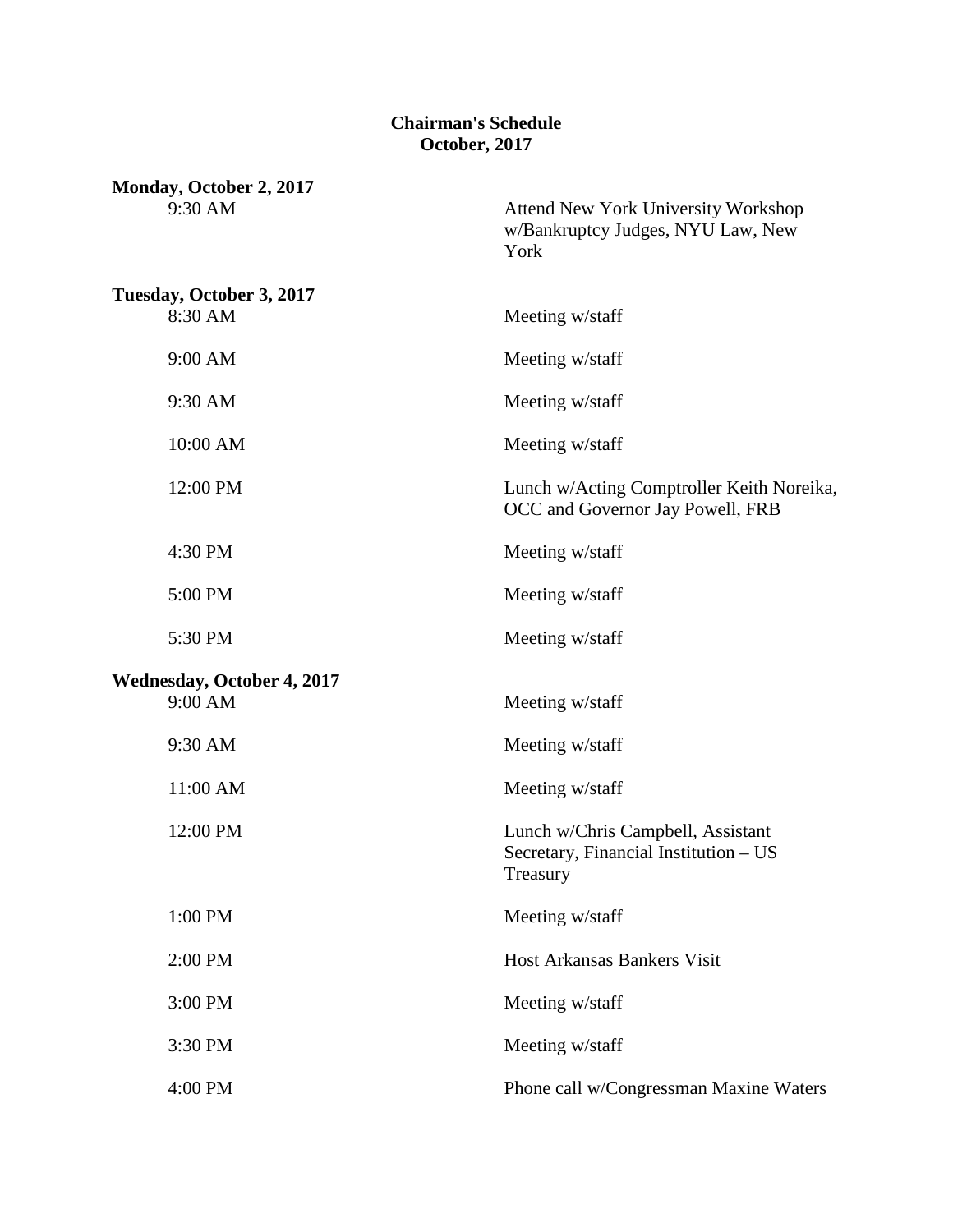# Chairman's Schedule
## October, 2017

**Monday, October 2, 2017**

| | |
|---|---|
| 9:30 AM | Attend New York University Workshop w/Bankruptcy Judges, NYU Law, New York |

**Tuesday, October 3, 2017**

| | |
|---|---|
| 8:30 AM | Meeting w/staff |
| 9:00 AM | Meeting w/staff |
| 9:30 AM | Meeting w/staff |
| 10:00 AM | Meeting w/staff |
| 12:00 PM | Lunch w/Acting Comptroller Keith Noreika, OCC and Governor Jay Powell, FRB |
| 4:30 PM | Meeting w/staff |
| 5:00 PM | Meeting w/staff |
| 5:30 PM | Meeting w/staff |

**Wednesday, October 4, 2017**

| | |
|---|---|
| 9:00 AM | Meeting w/staff |
| 9:30 AM | Meeting w/staff |
| 11:00 AM | Meeting w/staff |
| 12:00 PM | Lunch w/Chris Campbell, Assistant Secretary, Financial Institution – US Treasury |
| 1:00 PM | Meeting w/staff |
| 2:00 PM | Host Arkansas Bankers Visit |
| 3:00 PM | Meeting w/staff |
| 3:30 PM | Meeting w/staff |
| 4:00 PM | Phone call w/Congressman Maxine Waters |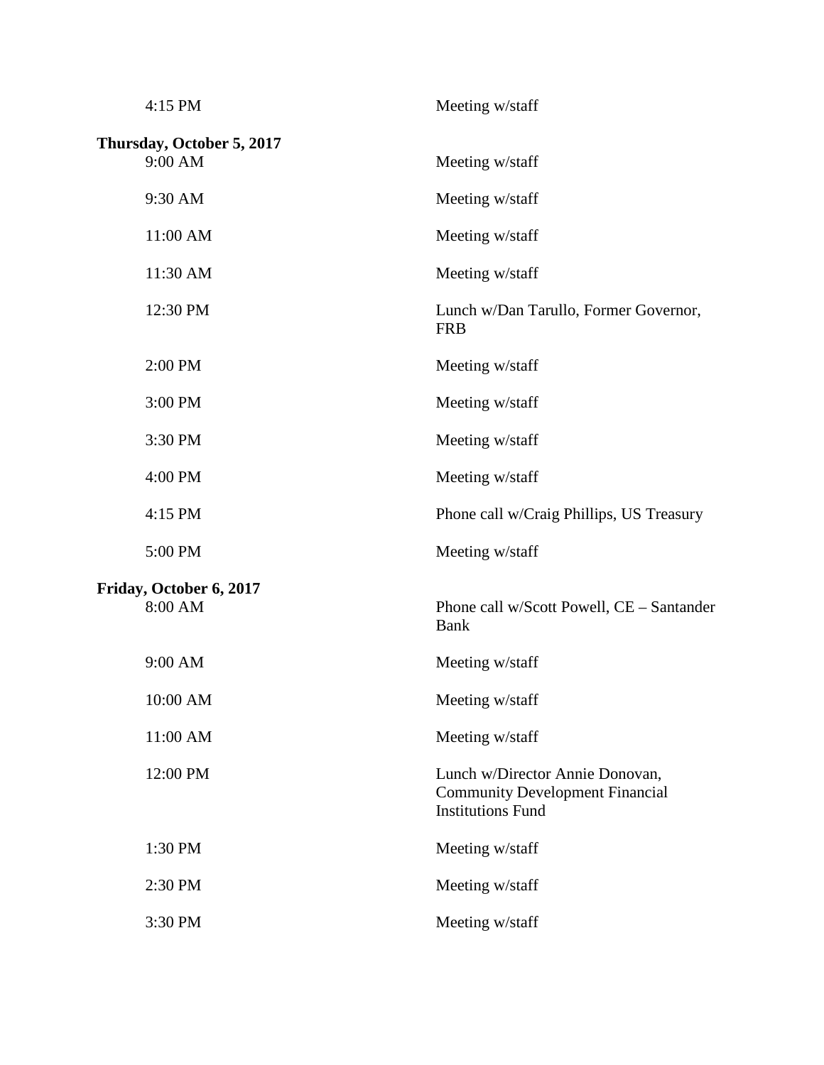| | |
|---|---|
| 4:15 PM | Meeting w/staff |

**Thursday, October 5, 2017**

| | |
|---|---|
| 9:00 AM | Meeting w/staff |
| 9:30 AM | Meeting w/staff |
| 11:00 AM | Meeting w/staff |
| 11:30 AM | Meeting w/staff |
| 12:30 PM | Lunch w/Dan Tarullo, Former Governor, FRB |
| 2:00 PM | Meeting w/staff |
| 3:00 PM | Meeting w/staff |
| 3:30 PM | Meeting w/staff |
| 4:00 PM | Meeting w/staff |
| 4:15 PM | Phone call w/Craig Phillips, US Treasury |
| 5:00 PM | Meeting w/staff |

**Friday, October 6, 2017**

| | |
|---|---|
| 8:00 AM | Phone call w/Scott Powell, CE – Santander Bank |
| 9:00 AM | Meeting w/staff |
| 10:00 AM | Meeting w/staff |
| 11:00 AM | Meeting w/staff |
| 12:00 PM | Lunch w/Director Annie Donovan, Community Development Financial Institutions Fund |
| 1:30 PM | Meeting w/staff |
| 2:30 PM | Meeting w/staff |
| 3:30 PM | Meeting w/staff |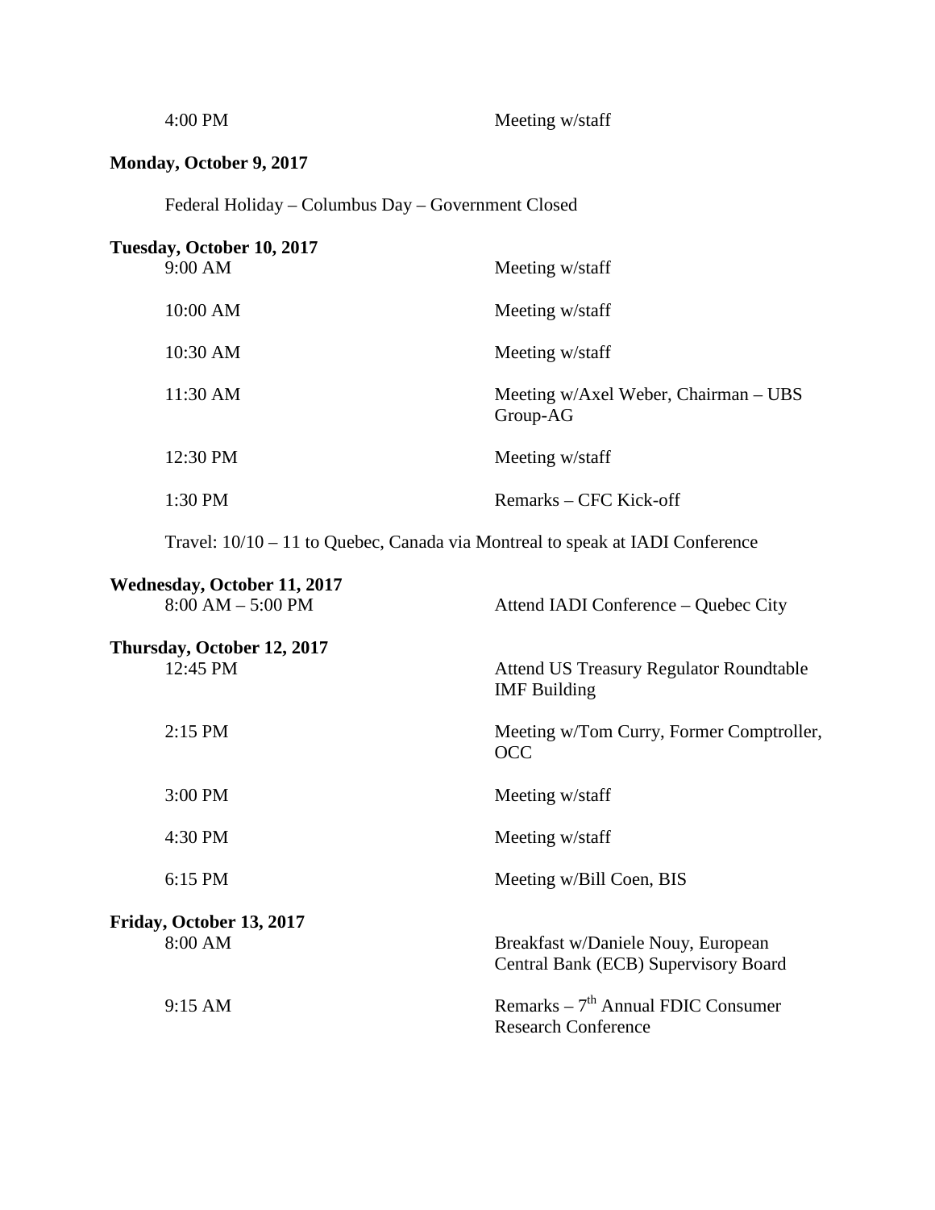| | |
|---|---|
| 4:00 PM | Meeting w/staff |

**Monday, October 9, 2017**

Federal Holiday – Columbus Day – Government Closed

**Tuesday, October 10, 2017**

| | |
|---|---|
| 9:00 AM | Meeting w/staff |
| 10:00 AM | Meeting w/staff |
| 10:30 AM | Meeting w/staff |
| 11:30 AM | Meeting w/Axel Weber, Chairman – UBS Group-AG |
| 12:30 PM | Meeting w/staff |
| 1:30 PM | Remarks – CFC Kick-off |

Travel: 10/10 – 11 to Quebec, Canada via Montreal to speak at IADI Conference

**Wednesday, October 11, 2017**

| | |
|---|---|
| 8:00 AM – 5:00 PM | Attend IADI Conference – Quebec City |

**Thursday, October 12, 2017**

| | |
|---|---|
| 12:45 PM | Attend US Treasury Regulator Roundtable IMF Building |
| 2:15 PM | Meeting w/Tom Curry, Former Comptroller, OCC |
| 3:00 PM | Meeting w/staff |
| 4:30 PM | Meeting w/staff |
| 6:15 PM | Meeting w/Bill Coen, BIS |

**Friday, October 13, 2017**

| | |
|---|---|
| 8:00 AM | Breakfast w/Daniele Nouy, European Central Bank (ECB) Supervisory Board |
| 9:15 AM | Remarks – 7th Annual FDIC Consumer Research Conference |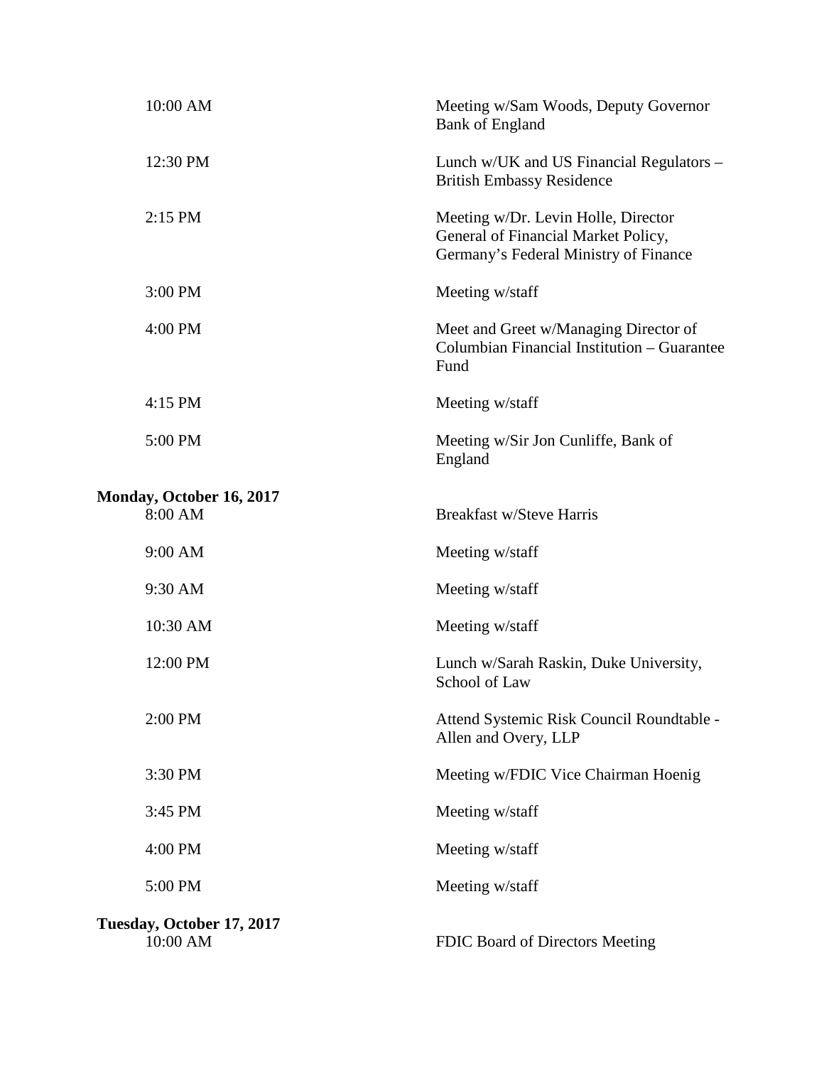| | |
|---|---|
| 10:00 AM | Meeting w/Sam Woods, Deputy Governor Bank of England |
| 12:30 PM | Lunch w/UK and US Financial Regulators – British Embassy Residence |
| 2:15 PM | Meeting w/Dr. Levin Holle, Director General of Financial Market Policy, Germany's Federal Ministry of Finance |
| 3:00 PM | Meeting w/staff |
| 4:00 PM | Meet and Greet w/Managing Director of Columbian Financial Institution – Guarantee Fund |
| 4:15 PM | Meeting w/staff |
| 5:00 PM | Meeting w/Sir Jon Cunliffe, Bank of England |

**Monday, October 16, 2017**

| | |
|---|---|
| 8:00 AM | Breakfast w/Steve Harris |
| 9:00 AM | Meeting w/staff |
| 9:30 AM | Meeting w/staff |
| 10:30 AM | Meeting w/staff |
| 12:00 PM | Lunch w/Sarah Raskin, Duke University, School of Law |
| 2:00 PM | Attend Systemic Risk Council Roundtable - Allen and Overy, LLP |
| 3:30 PM | Meeting w/FDIC Vice Chairman Hoenig |
| 3:45 PM | Meeting w/staff |
| 4:00 PM | Meeting w/staff |
| 5:00 PM | Meeting w/staff |

**Tuesday, October 17, 2017**

| | |
|---|---|
| 10:00 AM | FDIC Board of Directors Meeting |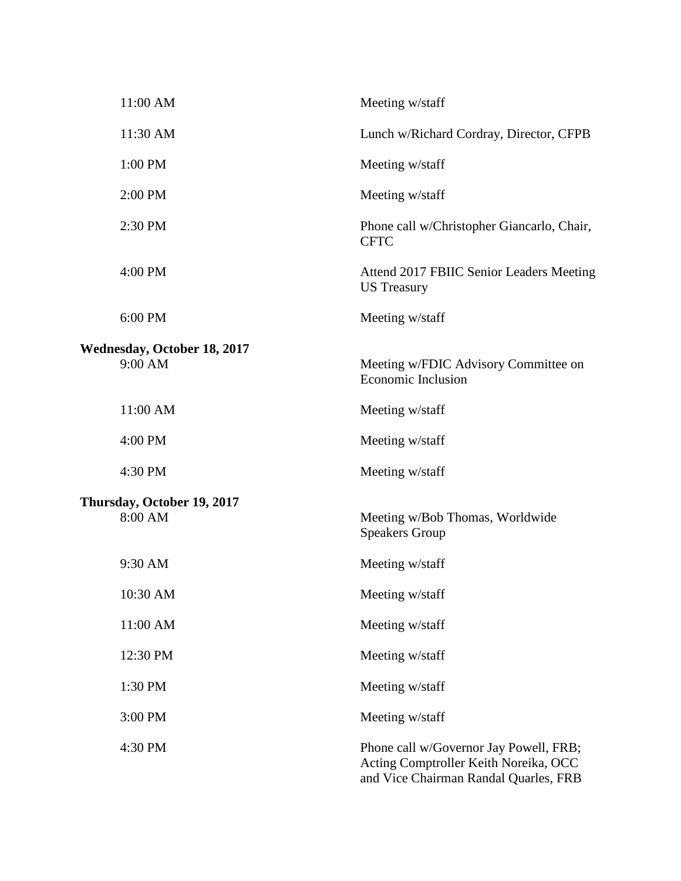| | |
|---|---|
| 11:00 AM | Meeting w/staff |
| 11:30 AM | Lunch w/Richard Cordray, Director, CFPB |
| 1:00 PM | Meeting w/staff |
| 2:00 PM | Meeting w/staff |
| 2:30 PM | Phone call w/Christopher Giancarlo, Chair, CFTC |
| 4:00 PM | Attend 2017 FBIIC Senior Leaders Meeting US Treasury |
| 6:00 PM | Meeting w/staff |

**Wednesday, October 18, 2017**

| | |
|---|---|
| 9:00 AM | Meeting w/FDIC Advisory Committee on Economic Inclusion |
| 11:00 AM | Meeting w/staff |
| 4:00 PM | Meeting w/staff |
| 4:30 PM | Meeting w/staff |

**Thursday, October 19, 2017**

| | |
|---|---|
| 8:00 AM | Meeting w/Bob Thomas, Worldwide Speakers Group |
| 9:30 AM | Meeting w/staff |
| 10:30 AM | Meeting w/staff |
| 11:00 AM | Meeting w/staff |
| 12:30 PM | Meeting w/staff |
| 1:30 PM | Meeting w/staff |
| 3:00 PM | Meeting w/staff |
| 4:30 PM | Phone call w/Governor Jay Powell, FRB; Acting Comptroller Keith Noreika, OCC and Vice Chairman Randal Quarles, FRB |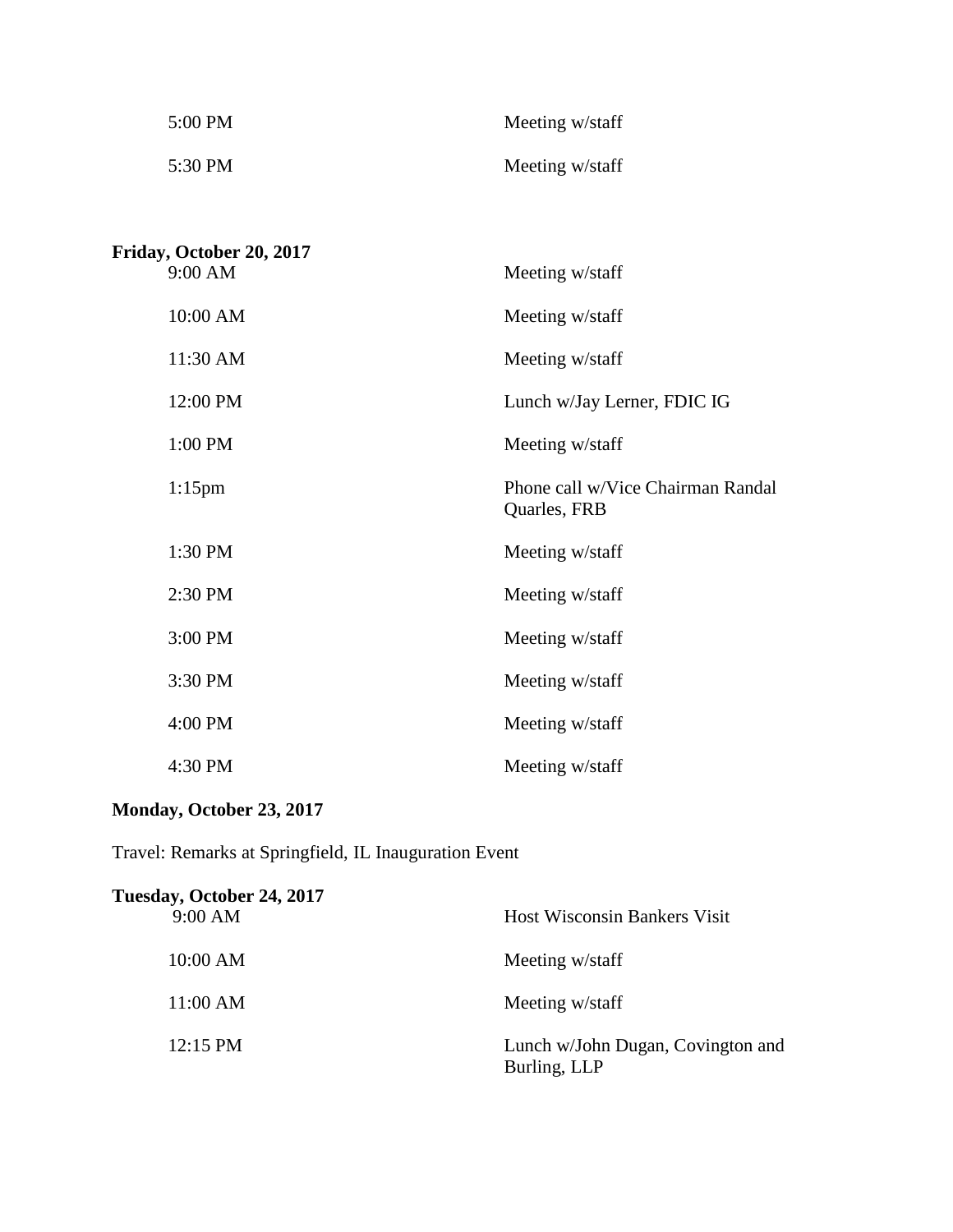| | |
|---|---|
| 5:00 PM | Meeting w/staff |
| 5:30 PM | Meeting w/staff |

**Friday, October 20, 2017**

| | |
|---|---|
| 9:00 AM | Meeting w/staff |
| 10:00 AM | Meeting w/staff |
| 11:30 AM | Meeting w/staff |
| 12:00 PM | Lunch w/Jay Lerner, FDIC IG |
| 1:00 PM | Meeting w/staff |
| 1:15pm | Phone call w/Vice Chairman Randal Quarles, FRB |
| 1:30 PM | Meeting w/staff |
| 2:30 PM | Meeting w/staff |
| 3:00 PM | Meeting w/staff |
| 3:30 PM | Meeting w/staff |
| 4:00 PM | Meeting w/staff |
| 4:30 PM | Meeting w/staff |

**Monday, October 23, 2017**

Travel: Remarks at Springfield, IL Inauguration Event

**Tuesday, October 24, 2017**

| | |
|---|---|
| 9:00 AM | Host Wisconsin Bankers Visit |
| 10:00 AM | Meeting w/staff |
| 11:00 AM | Meeting w/staff |
| 12:15 PM | Lunch w/John Dugan, Covington and Burling, LLP |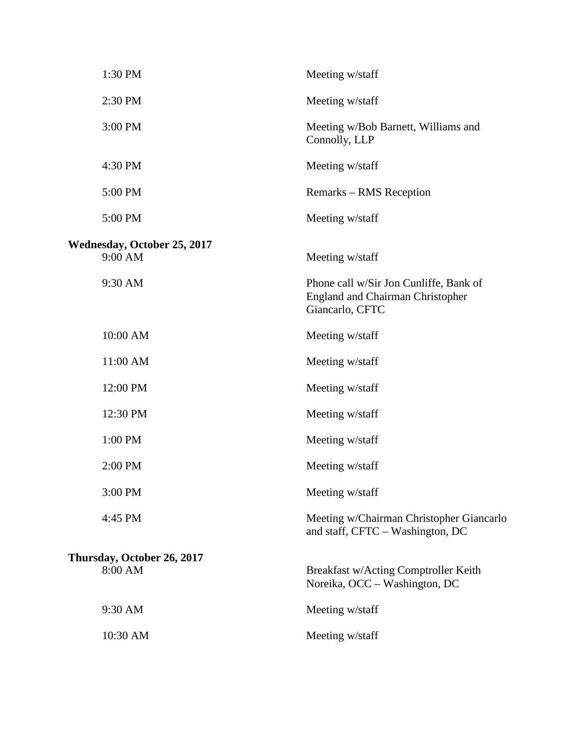| | |
|---|---|
| 1:30 PM | Meeting w/staff |
| 2:30 PM | Meeting w/staff |
| 3:00 PM | Meeting w/Bob Barnett, Williams and Connolly, LLP |
| 4:30 PM | Meeting w/staff |
| 5:00 PM | Remarks – RMS Reception |
| 5:00 PM | Meeting w/staff |

**Wednesday, October 25, 2017**

| | |
|---|---|
| 9:00 AM | Meeting w/staff |
| 9:30 AM | Phone call w/Sir Jon Cunliffe, Bank of England and Chairman Christopher Giancarlo, CFTC |
| 10:00 AM | Meeting w/staff |
| 11:00 AM | Meeting w/staff |
| 12:00 PM | Meeting w/staff |
| 12:30 PM | Meeting w/staff |
| 1:00 PM | Meeting w/staff |
| 2:00 PM | Meeting w/staff |
| 3:00 PM | Meeting w/staff |
| 4:45 PM | Meeting w/Chairman Christopher Giancarlo and staff, CFTC – Washington, DC |

**Thursday, October 26, 2017**

| | |
|---|---|
| 8:00 AM | Breakfast w/Acting Comptroller Keith Noreika, OCC – Washington, DC |
| 9:30 AM | Meeting w/staff |
| 10:30 AM | Meeting w/staff |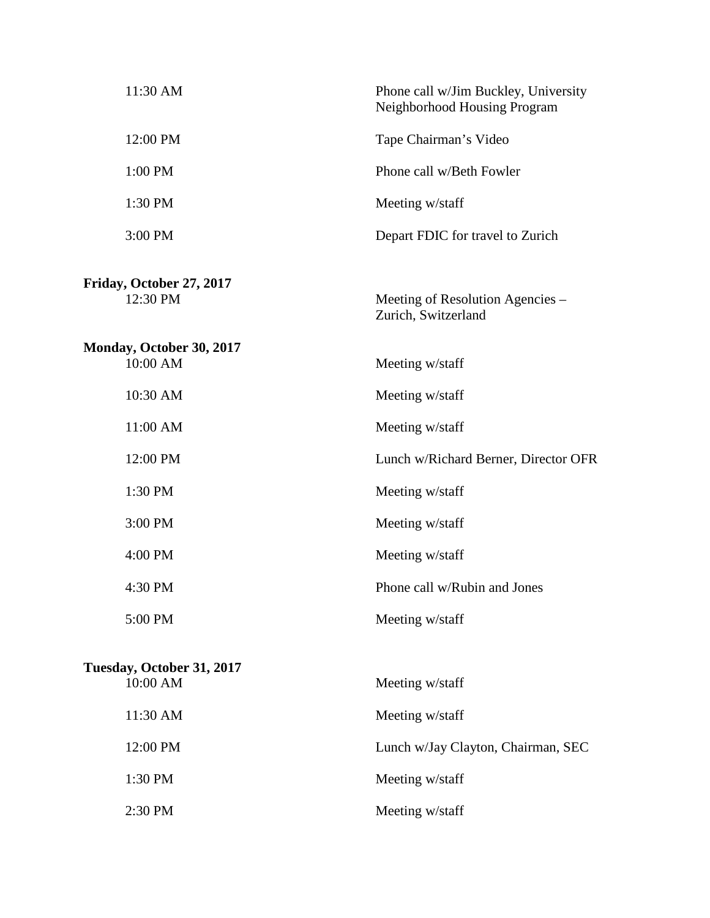| | |
|---|---|
| 11:30 AM | Phone call w/Jim Buckley, University Neighborhood Housing Program |
| 12:00 PM | Tape Chairman's Video |
| 1:00 PM | Phone call w/Beth Fowler |
| 1:30 PM | Meeting w/staff |
| 3:00 PM | Depart FDIC for travel to Zurich |

**Friday, October 27, 2017**

| | |
|---|---|
| 12:30 PM | Meeting of Resolution Agencies – Zurich, Switzerland |

**Monday, October 30, 2017**

| | |
|---|---|
| 10:00 AM | Meeting w/staff |
| 10:30 AM | Meeting w/staff |
| 11:00 AM | Meeting w/staff |
| 12:00 PM | Lunch w/Richard Berner, Director OFR |
| 1:30 PM | Meeting w/staff |
| 3:00 PM | Meeting w/staff |
| 4:00 PM | Meeting w/staff |
| 4:30 PM | Phone call w/Rubin and Jones |
| 5:00 PM | Meeting w/staff |

**Tuesday, October 31, 2017**

| | |
|---|---|
| 10:00 AM | Meeting w/staff |
| 11:30 AM | Meeting w/staff |
| 12:00 PM | Lunch w/Jay Clayton, Chairman, SEC |
| 1:30 PM | Meeting w/staff |
| 2:30 PM | Meeting w/staff |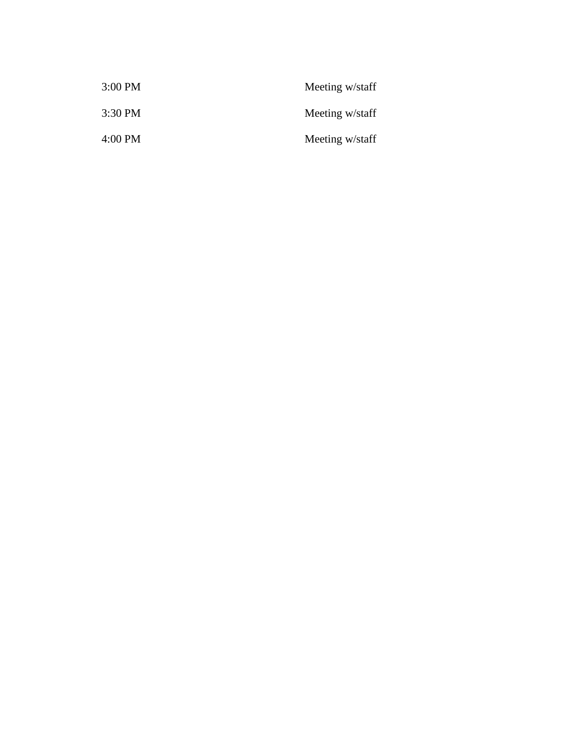| | |
|---|---|
| 3:00 PM | Meeting w/staff |
| 3:30 PM | Meeting w/staff |
| 4:00 PM | Meeting w/staff |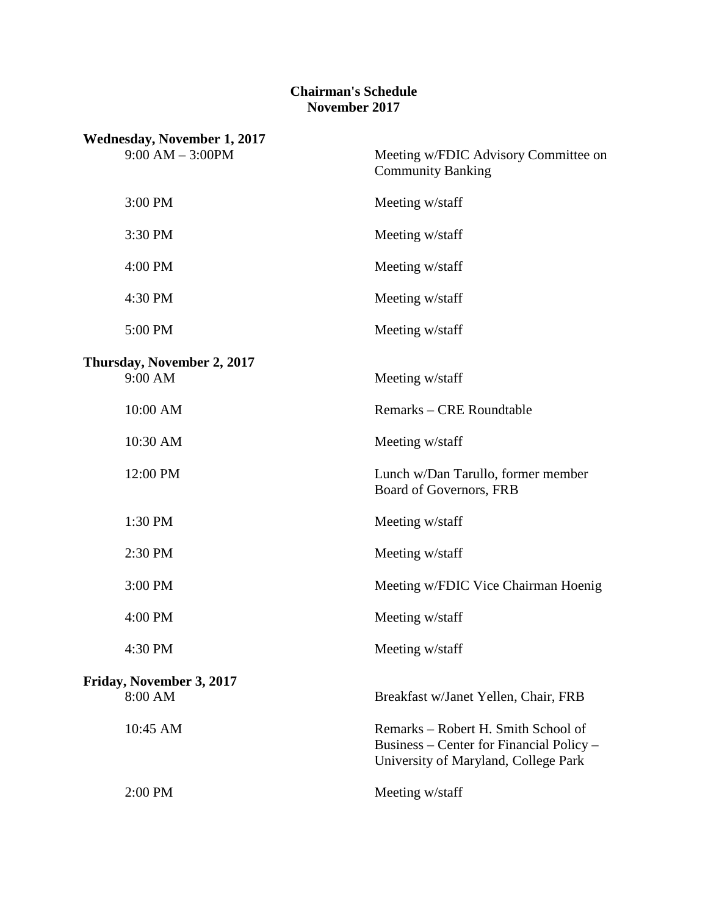# Chairman's Schedule
# November 2017

**Wednesday, November 1, 2017**

| | |
|---|---|
| 9:00 AM – 3:00PM | Meeting w/FDIC Advisory Committee on Community Banking |
| 3:00 PM | Meeting w/staff |
| 3:30 PM | Meeting w/staff |
| 4:00 PM | Meeting w/staff |
| 4:30 PM | Meeting w/staff |
| 5:00 PM | Meeting w/staff |

**Thursday, November 2, 2017**

| | |
|---|---|
| 9:00 AM | Meeting w/staff |
| 10:00 AM | Remarks – CRE Roundtable |
| 10:30 AM | Meeting w/staff |
| 12:00 PM | Lunch w/Dan Tarullo, former member Board of Governors, FRB |
| 1:30 PM | Meeting w/staff |
| 2:30 PM | Meeting w/staff |
| 3:00 PM | Meeting w/FDIC Vice Chairman Hoenig |
| 4:00 PM | Meeting w/staff |
| 4:30 PM | Meeting w/staff |

**Friday, November 3, 2017**

| | |
|---|---|
| 8:00 AM | Breakfast w/Janet Yellen, Chair, FRB |
| 10:45 AM | Remarks – Robert H. Smith School of Business – Center for Financial Policy – University of Maryland, College Park |
| 2:00 PM | Meeting w/staff |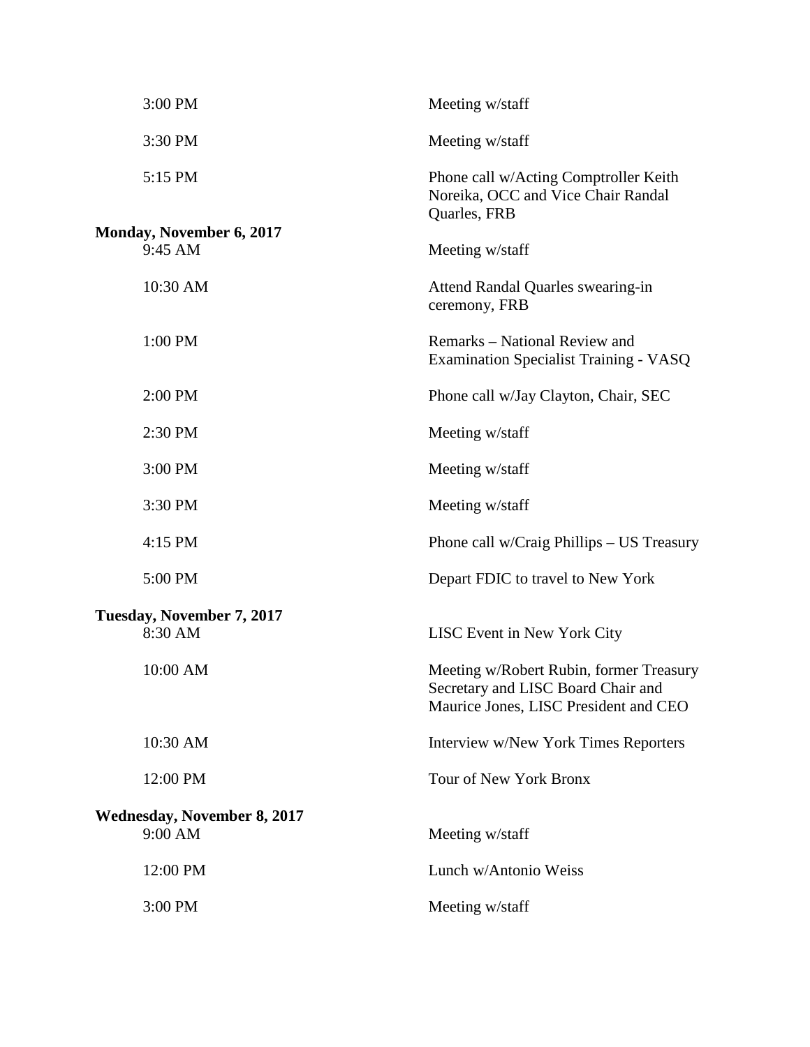| | |
|---|---|
| 3:00 PM | Meeting w/staff |
| 3:30 PM | Meeting w/staff |
| 5:15 PM | Phone call w/Acting Comptroller Keith Noreika, OCC and Vice Chair Randal Quarles, FRB |

**Monday, November 6, 2017**

| | |
|---|---|
| 9:45 AM | Meeting w/staff |
| 10:30 AM | Attend Randal Quarles swearing-in ceremony, FRB |
| 1:00 PM | Remarks – National Review and Examination Specialist Training - VASQ |
| 2:00 PM | Phone call w/Jay Clayton, Chair, SEC |
| 2:30 PM | Meeting w/staff |
| 3:00 PM | Meeting w/staff |
| 3:30 PM | Meeting w/staff |
| 4:15 PM | Phone call w/Craig Phillips – US Treasury |
| 5:00 PM | Depart FDIC to travel to New York |

**Tuesday, November 7, 2017**

| | |
|---|---|
| 8:30 AM | LISC Event in New York City |
| 10:00 AM | Meeting w/Robert Rubin, former Treasury Secretary and LISC Board Chair and Maurice Jones, LISC President and CEO |
| 10:30 AM | Interview w/New York Times Reporters |
| 12:00 PM | Tour of New York Bronx |

**Wednesday, November 8, 2017**

| | |
|---|---|
| 9:00 AM | Meeting w/staff |
| 12:00 PM | Lunch w/Antonio Weiss |
| 3:00 PM | Meeting w/staff |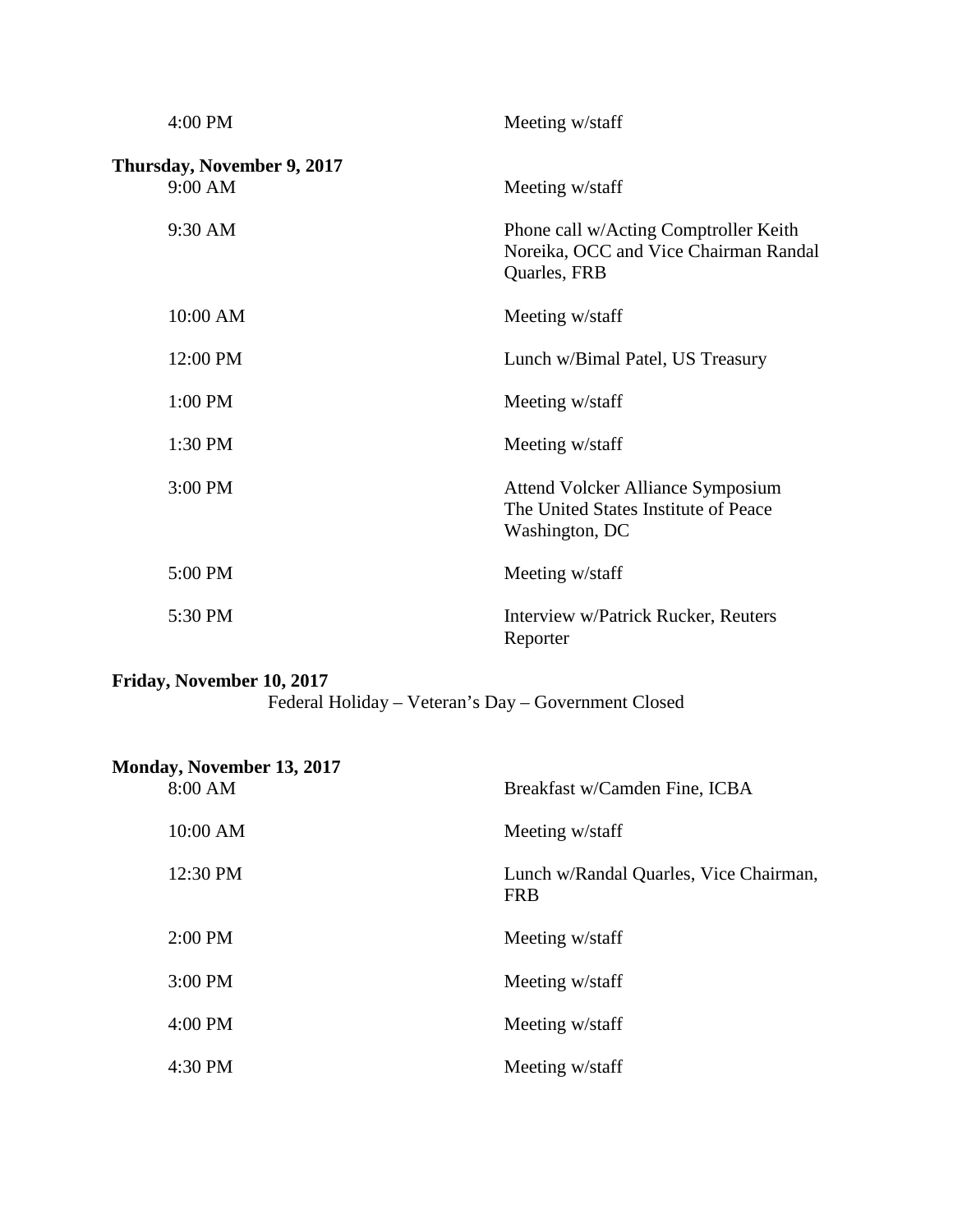| | |
|---|---|
| 4:00 PM | Meeting w/staff |

**Thursday, November 9, 2017**

| | |
|---|---|
| 9:00 AM | Meeting w/staff |
| 9:30 AM | Phone call w/Acting Comptroller Keith Noreika, OCC and Vice Chairman Randal Quarles, FRB |
| 10:00 AM | Meeting w/staff |
| 12:00 PM | Lunch w/Bimal Patel, US Treasury |
| 1:00 PM | Meeting w/staff |
| 1:30 PM | Meeting w/staff |
| 3:00 PM | Attend Volcker Alliance Symposium The United States Institute of Peace Washington, DC |
| 5:00 PM | Meeting w/staff |
| 5:30 PM | Interview w/Patrick Rucker, Reuters Reporter |

**Friday, November 10, 2017**

Federal Holiday – Veteran's Day – Government Closed

**Monday, November 13, 2017**

| | |
|---|---|
| 8:00 AM | Breakfast w/Camden Fine, ICBA |
| 10:00 AM | Meeting w/staff |
| 12:30 PM | Lunch w/Randal Quarles, Vice Chairman, FRB |
| 2:00 PM | Meeting w/staff |
| 3:00 PM | Meeting w/staff |
| 4:00 PM | Meeting w/staff |
| 4:30 PM | Meeting w/staff |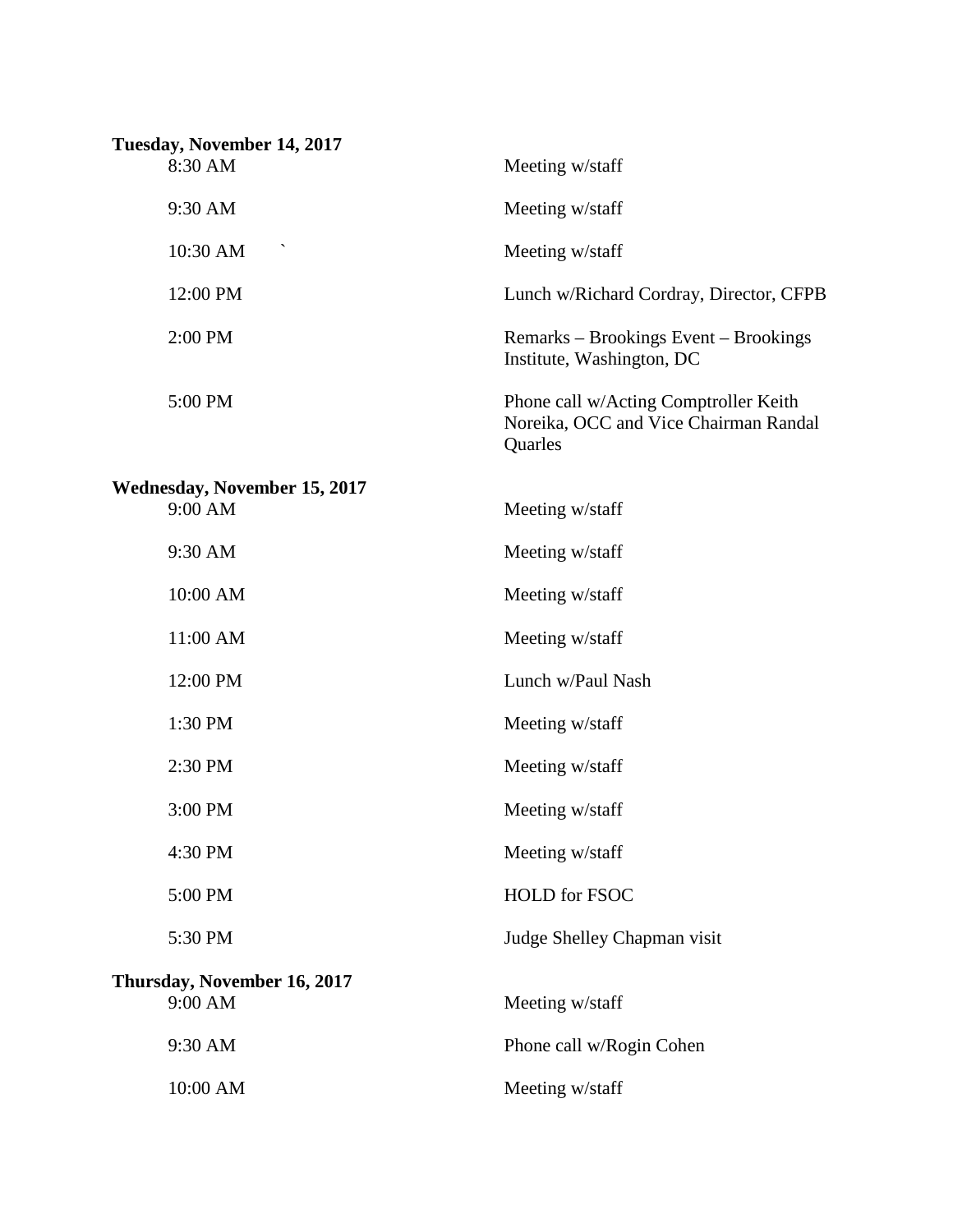**Tuesday, November 14, 2017**

| | |
|---|---|
| 8:30 AM | Meeting w/staff |
| 9:30 AM | Meeting w/staff |
| 10:30 AM ` | Meeting w/staff |
| 12:00 PM | Lunch w/Richard Cordray, Director, CFPB |
| 2:00 PM | Remarks – Brookings Event – Brookings Institute, Washington, DC |
| 5:00 PM | Phone call w/Acting Comptroller Keith Noreika, OCC and Vice Chairman Randal Quarles |

**Wednesday, November 15, 2017**

| | |
|---|---|
| 9:00 AM | Meeting w/staff |
| 9:30 AM | Meeting w/staff |
| 10:00 AM | Meeting w/staff |
| 11:00 AM | Meeting w/staff |
| 12:00 PM | Lunch w/Paul Nash |
| 1:30 PM | Meeting w/staff |
| 2:30 PM | Meeting w/staff |
| 3:00 PM | Meeting w/staff |
| 4:30 PM | Meeting w/staff |
| 5:00 PM | HOLD for FSOC |
| 5:30 PM | Judge Shelley Chapman visit |

**Thursday, November 16, 2017**

| | |
|---|---|
| 9:00 AM | Meeting w/staff |
| 9:30 AM | Phone call w/Rogin Cohen |
| 10:00 AM | Meeting w/staff |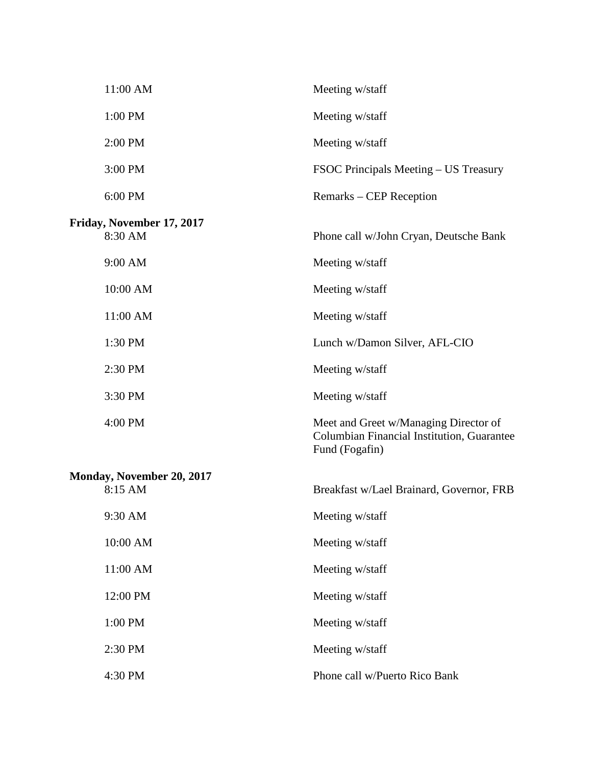| | |
|---|---|
| 11:00 AM | Meeting w/staff |
| 1:00 PM | Meeting w/staff |
| 2:00 PM | Meeting w/staff |
| 3:00 PM | FSOC Principals Meeting – US Treasury |
| 6:00 PM | Remarks – CEP Reception |

**Friday, November 17, 2017**

| | |
|---|---|
| 8:30 AM | Phone call w/John Cryan, Deutsche Bank |
| 9:00 AM | Meeting w/staff |
| 10:00 AM | Meeting w/staff |
| 11:00 AM | Meeting w/staff |
| 1:30 PM | Lunch w/Damon Silver, AFL-CIO |
| 2:30 PM | Meeting w/staff |
| 3:30 PM | Meeting w/staff |
| 4:00 PM | Meet and Greet w/Managing Director of Columbian Financial Institution, Guarantee Fund (Fogafin) |

**Monday, November 20, 2017**

| | |
|---|---|
| 8:15 AM | Breakfast w/Lael Brainard, Governor, FRB |
| 9:30 AM | Meeting w/staff |
| 10:00 AM | Meeting w/staff |
| 11:00 AM | Meeting w/staff |
| 12:00 PM | Meeting w/staff |
| 1:00 PM | Meeting w/staff |
| 2:30 PM | Meeting w/staff |
| 4:30 PM | Phone call w/Puerto Rico Bank |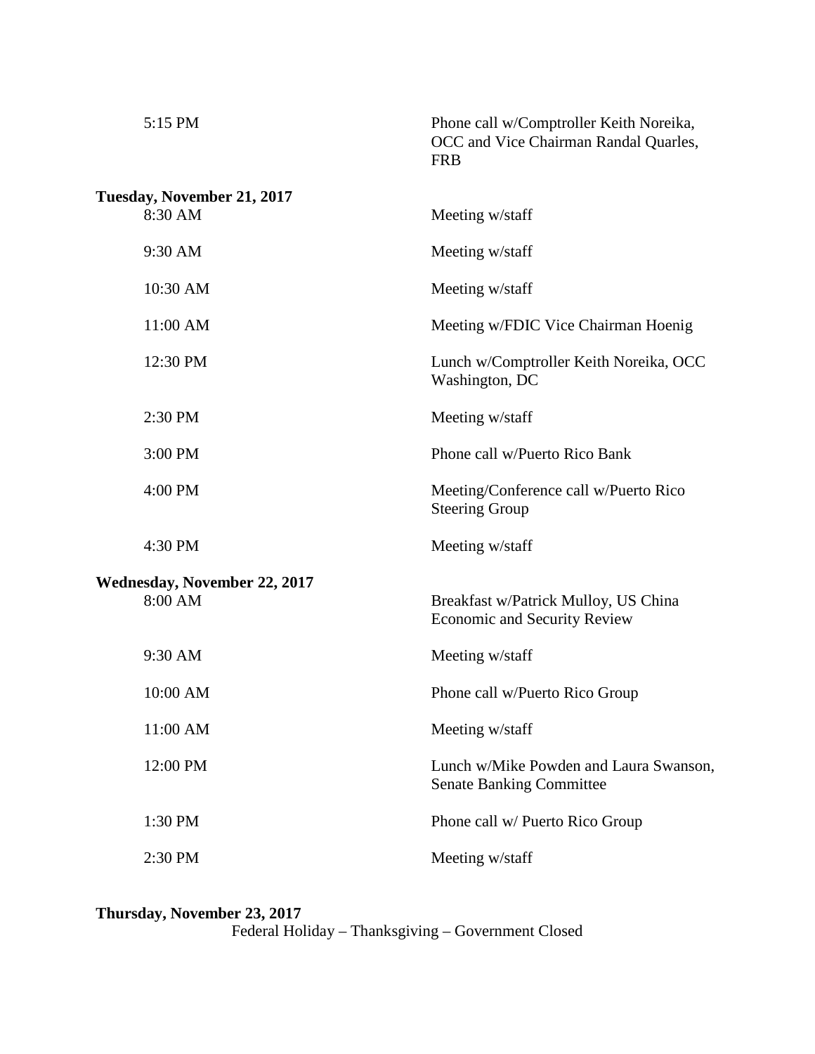| | |
|---|---|
| 5:15 PM | Phone call w/Comptroller Keith Noreika, OCC and Vice Chairman Randal Quarles, FRB |

**Tuesday, November 21, 2017**

| | |
|---|---|
| 8:30 AM | Meeting w/staff |
| 9:30 AM | Meeting w/staff |
| 10:30 AM | Meeting w/staff |
| 11:00 AM | Meeting w/FDIC Vice Chairman Hoenig |
| 12:30 PM | Lunch w/Comptroller Keith Noreika, OCC Washington, DC |
| 2:30 PM | Meeting w/staff |
| 3:00 PM | Phone call w/Puerto Rico Bank |
| 4:00 PM | Meeting/Conference call w/Puerto Rico Steering Group |
| 4:30 PM | Meeting w/staff |

**Wednesday, November 22, 2017**

| | |
|---|---|
| 8:00 AM | Breakfast w/Patrick Mulloy, US China Economic and Security Review |
| 9:30 AM | Meeting w/staff |
| 10:00 AM | Phone call w/Puerto Rico Group |
| 11:00 AM | Meeting w/staff |
| 12:00 PM | Lunch w/Mike Powden and Laura Swanson, Senate Banking Committee |
| 1:30 PM | Phone call w/ Puerto Rico Group |
| 2:30 PM | Meeting w/staff |

**Thursday, November 23, 2017**

Federal Holiday – Thanksgiving – Government Closed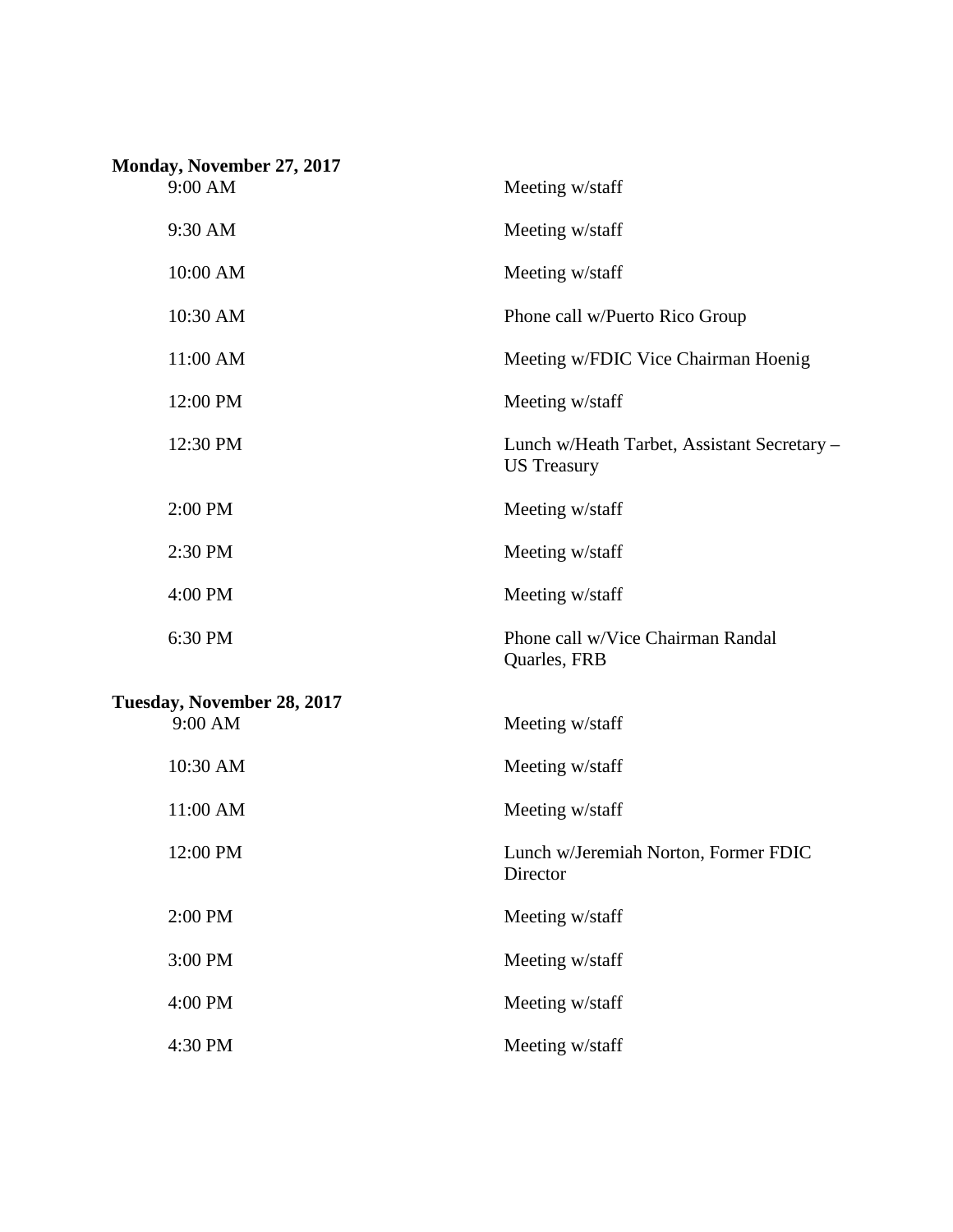**Monday, November 27, 2017**

| | |
|---|---|
| 9:00 AM | Meeting w/staff |
| 9:30 AM | Meeting w/staff |
| 10:00 AM | Meeting w/staff |
| 10:30 AM | Phone call w/Puerto Rico Group |
| 11:00 AM | Meeting w/FDIC Vice Chairman Hoenig |
| 12:00 PM | Meeting w/staff |
| 12:30 PM | Lunch w/Heath Tarbet, Assistant Secretary – US Treasury |
| 2:00 PM | Meeting w/staff |
| 2:30 PM | Meeting w/staff |
| 4:00 PM | Meeting w/staff |
| 6:30 PM | Phone call w/Vice Chairman Randal Quarles, FRB |

**Tuesday, November 28, 2017**

| | |
|---|---|
| 9:00 AM | Meeting w/staff |
| 10:30 AM | Meeting w/staff |
| 11:00 AM | Meeting w/staff |
| 12:00 PM | Lunch w/Jeremiah Norton, Former FDIC Director |
| 2:00 PM | Meeting w/staff |
| 3:00 PM | Meeting w/staff |
| 4:00 PM | Meeting w/staff |
| 4:30 PM | Meeting w/staff |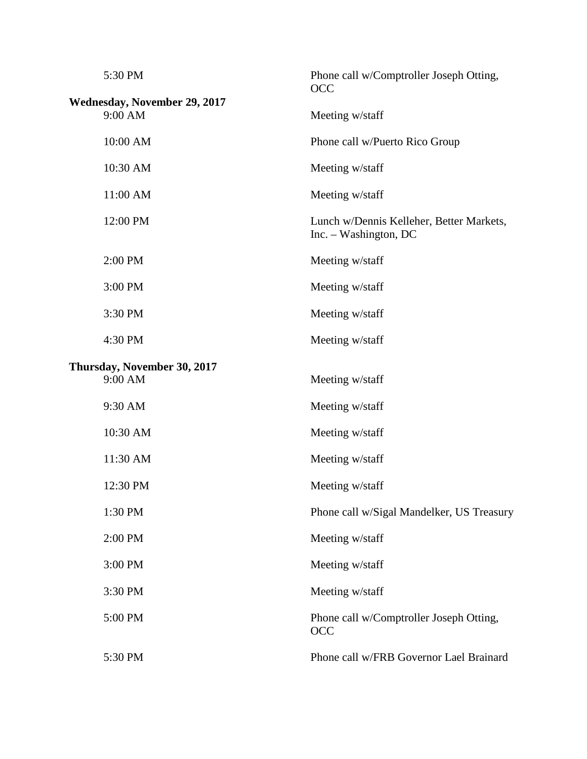| | |
|---|---|
| 5:30 PM | Phone call w/Comptroller Joseph Otting, OCC |

**Wednesday, November 29, 2017**

| | |
|---|---|
| 9:00 AM | Meeting w/staff |
| 10:00 AM | Phone call w/Puerto Rico Group |
| 10:30 AM | Meeting w/staff |
| 11:00 AM | Meeting w/staff |
| 12:00 PM | Lunch w/Dennis Kelleher, Better Markets, Inc. – Washington, DC |
| 2:00 PM | Meeting w/staff |
| 3:00 PM | Meeting w/staff |
| 3:30 PM | Meeting w/staff |
| 4:30 PM | Meeting w/staff |

**Thursday, November 30, 2017**

| | |
|---|---|
| 9:00 AM | Meeting w/staff |
| 9:30 AM | Meeting w/staff |
| 10:30 AM | Meeting w/staff |
| 11:30 AM | Meeting w/staff |
| 12:30 PM | Meeting w/staff |
| 1:30 PM | Phone call w/Sigal Mandelker, US Treasury |
| 2:00 PM | Meeting w/staff |
| 3:00 PM | Meeting w/staff |
| 3:30 PM | Meeting w/staff |
| 5:00 PM | Phone call w/Comptroller Joseph Otting, OCC |
| 5:30 PM | Phone call w/FRB Governor Lael Brainard |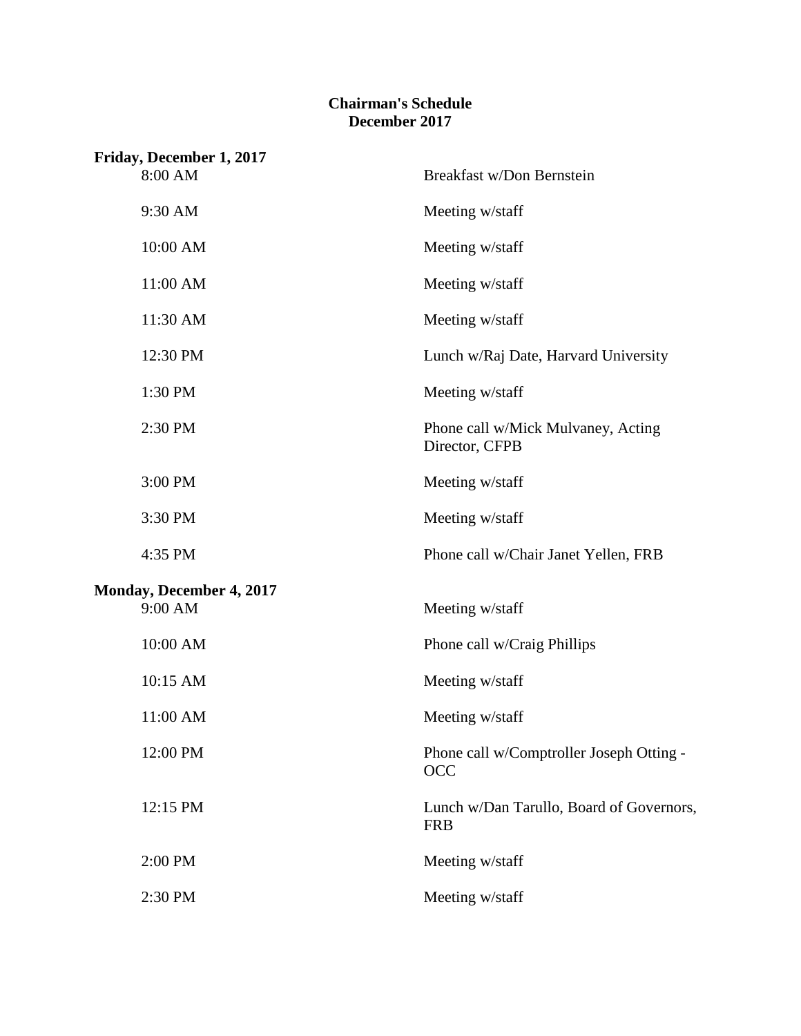**Chairman's Schedule**
**December 2017**

**Friday, December 1, 2017**

| Time | Event |
|---|---|
| 8:00 AM | Breakfast w/Don Bernstein |
| 9:30 AM | Meeting w/staff |
| 10:00 AM | Meeting w/staff |
| 11:00 AM | Meeting w/staff |
| 11:30 AM | Meeting w/staff |
| 12:30 PM | Lunch w/Raj Date, Harvard University |
| 1:30 PM | Meeting w/staff |
| 2:30 PM | Phone call w/Mick Mulvaney, Acting Director, CFPB |
| 3:00 PM | Meeting w/staff |
| 3:30 PM | Meeting w/staff |
| 4:35 PM | Phone call w/Chair Janet Yellen, FRB |

**Monday, December 4, 2017**

| Time | Event |
|---|---|
| 9:00 AM | Meeting w/staff |
| 10:00 AM | Phone call w/Craig Phillips |
| 10:15 AM | Meeting w/staff |
| 11:00 AM | Meeting w/staff |
| 12:00 PM | Phone call w/Comptroller Joseph Otting - OCC |
| 12:15 PM | Lunch w/Dan Tarullo, Board of Governors, FRB |
| 2:00 PM | Meeting w/staff |
| 2:30 PM | Meeting w/staff |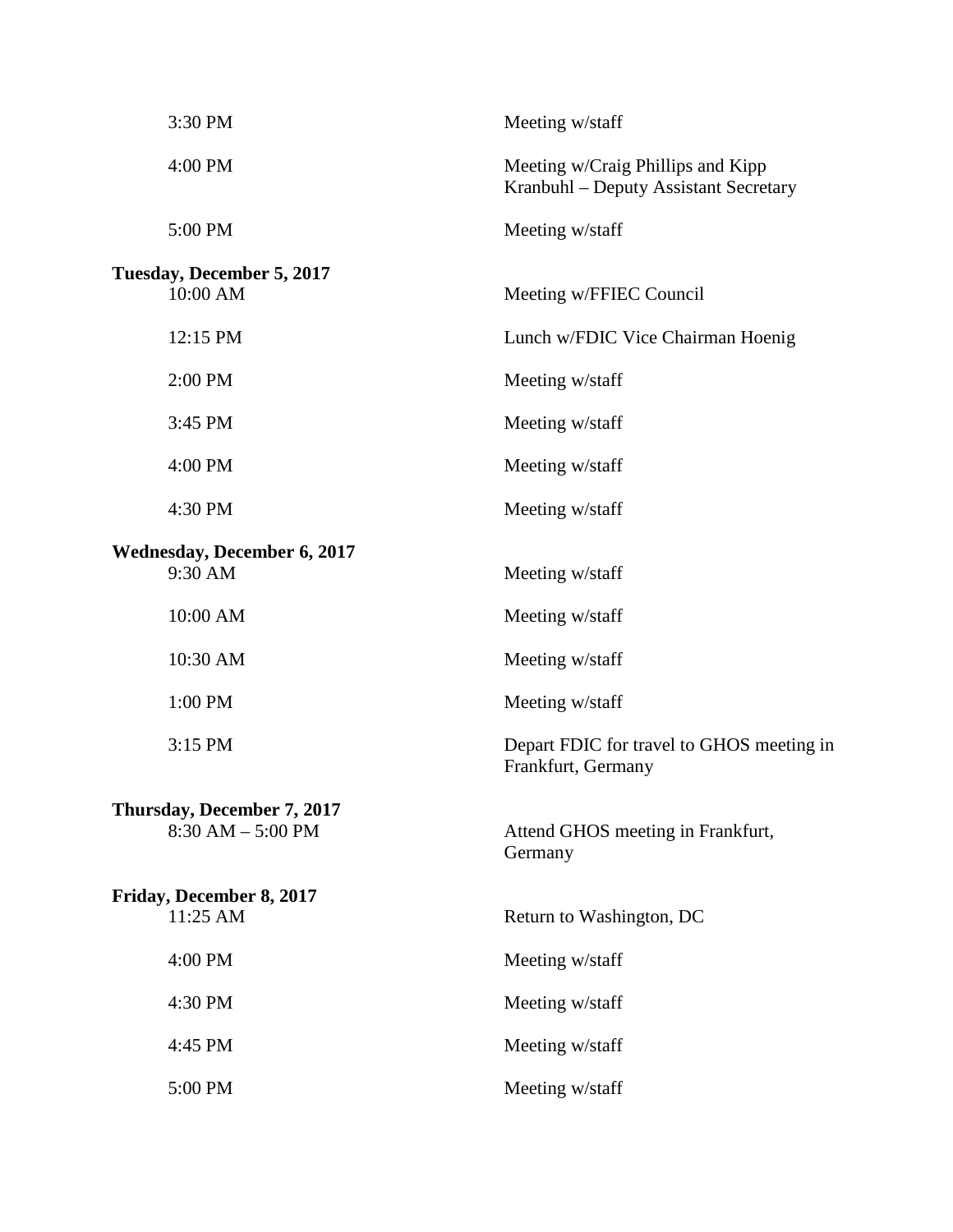| | |
|---|---|
| 3:30 PM | Meeting w/staff |
| 4:00 PM | Meeting w/Craig Phillips and Kipp Kranbuhl – Deputy Assistant Secretary |
| 5:00 PM | Meeting w/staff |

**Tuesday, December 5, 2017**

| | |
|---|---|
| 10:00 AM | Meeting w/FFIEC Council |
| 12:15 PM | Lunch w/FDIC Vice Chairman Hoenig |
| 2:00 PM | Meeting w/staff |
| 3:45 PM | Meeting w/staff |
| 4:00 PM | Meeting w/staff |
| 4:30 PM | Meeting w/staff |

**Wednesday, December 6, 2017**

| | |
|---|---|
| 9:30 AM | Meeting w/staff |
| 10:00 AM | Meeting w/staff |
| 10:30 AM | Meeting w/staff |
| 1:00 PM | Meeting w/staff |
| 3:15 PM | Depart FDIC for travel to GHOS meeting in Frankfurt, Germany |

**Thursday, December 7, 2017**

| | |
|---|---|
| 8:30 AM – 5:00 PM | Attend GHOS meeting in Frankfurt, Germany |

**Friday, December 8, 2017**

| | |
|---|---|
| 11:25 AM | Return to Washington, DC |
| 4:00 PM | Meeting w/staff |
| 4:30 PM | Meeting w/staff |
| 4:45 PM | Meeting w/staff |
| 5:00 PM | Meeting w/staff |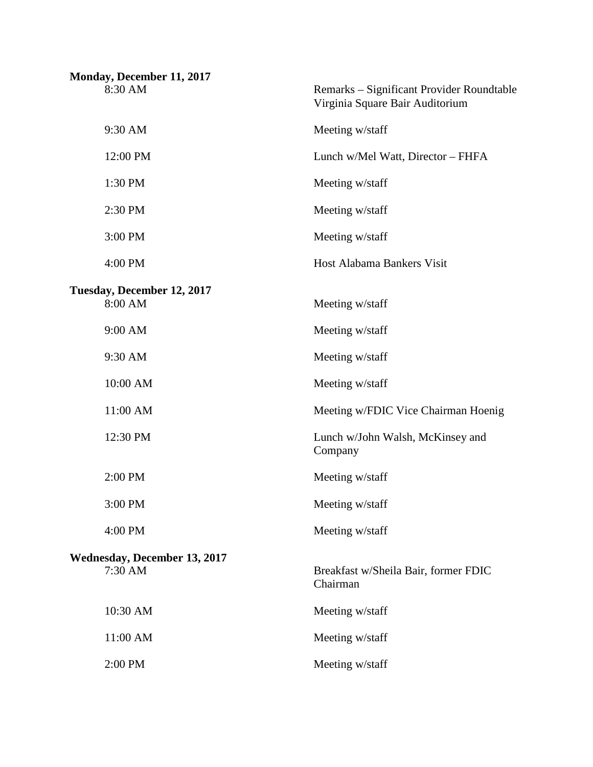**Monday, December 11, 2017**

| | |
|---|---|
| 8:30 AM | Remarks – Significant Provider Roundtable<br>Virginia Square Bair Auditorium |
| 9:30 AM | Meeting w/staff |
| 12:00 PM | Lunch w/Mel Watt, Director – FHFA |
| 1:30 PM | Meeting w/staff |
| 2:30 PM | Meeting w/staff |
| 3:00 PM | Meeting w/staff |
| 4:00 PM | Host Alabama Bankers Visit |

**Tuesday, December 12, 2017**

| | |
|---|---|
| 8:00 AM | Meeting w/staff |
| 9:00 AM | Meeting w/staff |
| 9:30 AM | Meeting w/staff |
| 10:00 AM | Meeting w/staff |
| 11:00 AM | Meeting w/FDIC Vice Chairman Hoenig |
| 12:30 PM | Lunch w/John Walsh, McKinsey and Company |
| 2:00 PM | Meeting w/staff |
| 3:00 PM | Meeting w/staff |
| 4:00 PM | Meeting w/staff |

**Wednesday, December 13, 2017**

| | |
|---|---|
| 7:30 AM | Breakfast w/Sheila Bair, former FDIC Chairman |
| 10:30 AM | Meeting w/staff |
| 11:00 AM | Meeting w/staff |
| 2:00 PM | Meeting w/staff |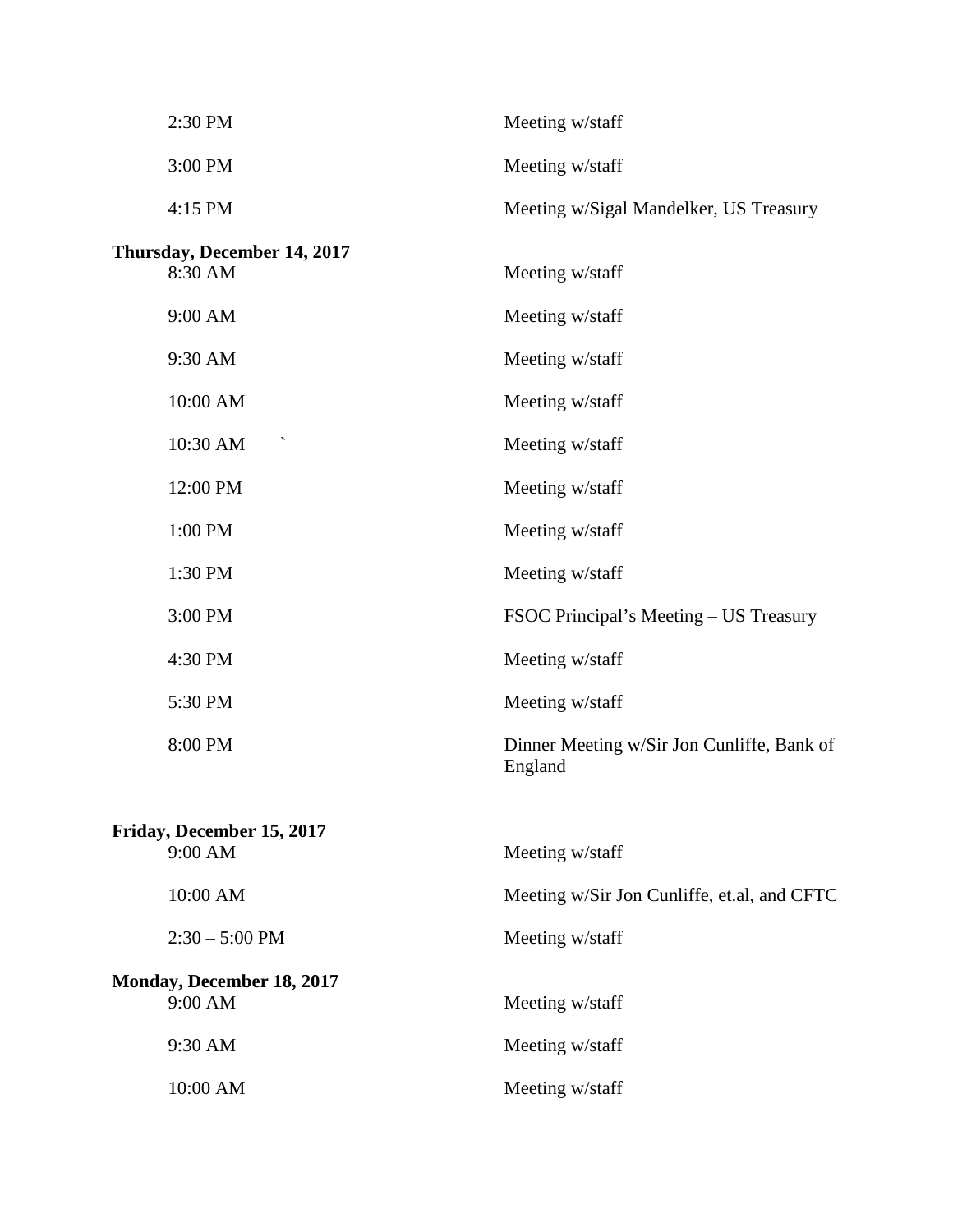| | |
|---|---|
| 2:30 PM | Meeting w/staff |
| 3:00 PM | Meeting w/staff |
| 4:15 PM | Meeting w/Sigal Mandelker, US Treasury |

**Thursday, December 14, 2017**

| | |
|---|---|
| 8:30 AM | Meeting w/staff |
| 9:00 AM | Meeting w/staff |
| 9:30 AM | Meeting w/staff |
| 10:00 AM | Meeting w/staff |
| 10:30 AM ` | Meeting w/staff |
| 12:00 PM | Meeting w/staff |
| 1:00 PM | Meeting w/staff |
| 1:30 PM | Meeting w/staff |
| 3:00 PM | FSOC Principal's Meeting – US Treasury |
| 4:30 PM | Meeting w/staff |
| 5:30 PM | Meeting w/staff |
| 8:00 PM | Dinner Meeting w/Sir Jon Cunliffe, Bank of England |

**Friday, December 15, 2017**

| | |
|---|---|
| 9:00 AM | Meeting w/staff |
| 10:00 AM | Meeting w/Sir Jon Cunliffe, et.al, and CFTC |
| 2:30 – 5:00 PM | Meeting w/staff |

**Monday, December 18, 2017**

| | |
|---|---|
| 9:00 AM | Meeting w/staff |
| 9:30 AM | Meeting w/staff |
| 10:00 AM | Meeting w/staff |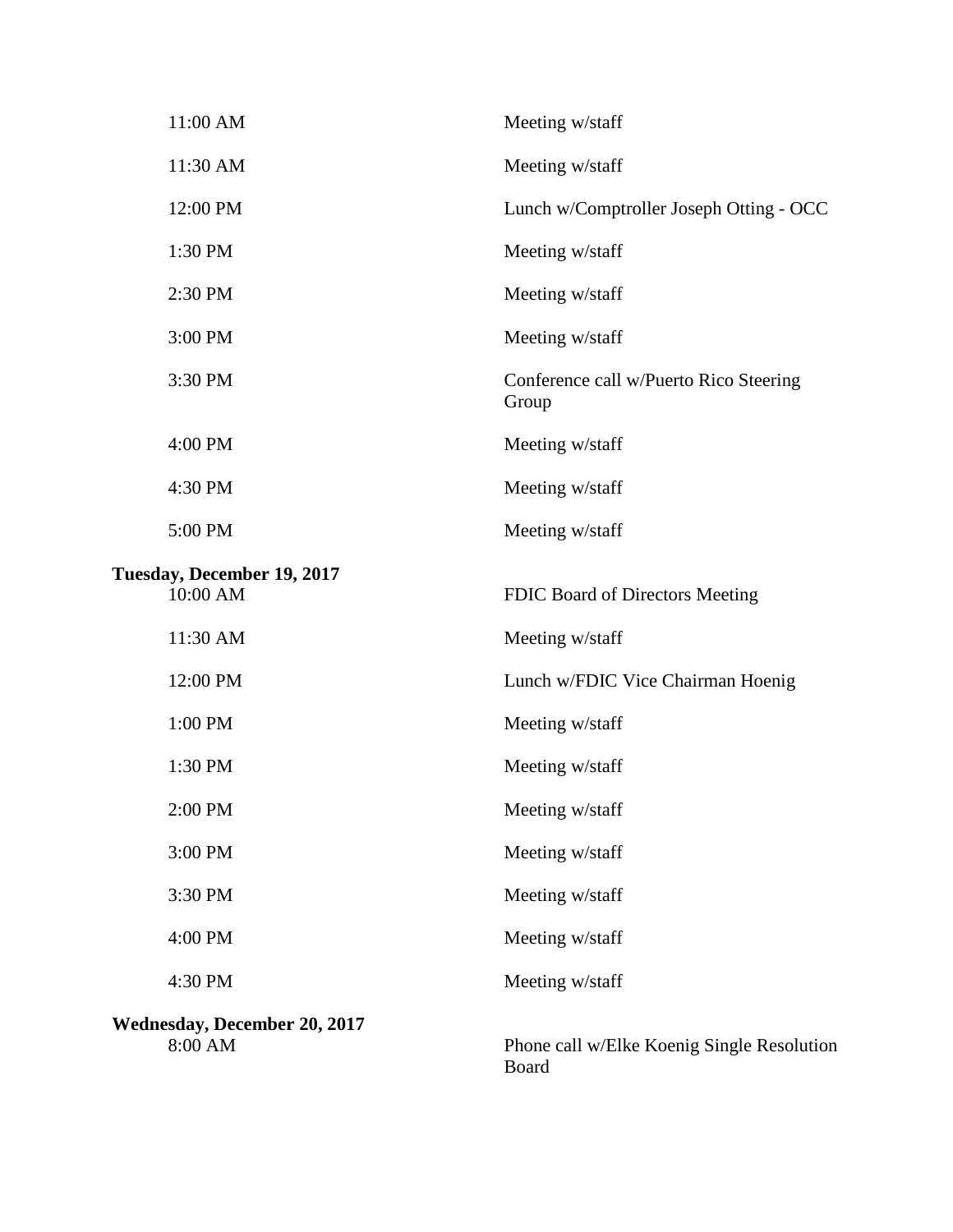| | |
|---|---|
| 11:00 AM | Meeting w/staff |
| 11:30 AM | Meeting w/staff |
| 12:00 PM | Lunch w/Comptroller Joseph Otting - OCC |
| 1:30 PM | Meeting w/staff |
| 2:30 PM | Meeting w/staff |
| 3:00 PM | Meeting w/staff |
| 3:30 PM | Conference call w/Puerto Rico Steering Group |
| 4:00 PM | Meeting w/staff |
| 4:30 PM | Meeting w/staff |
| 5:00 PM | Meeting w/staff |

**Tuesday, December 19, 2017**

| | |
|---|---|
| 10:00 AM | FDIC Board of Directors Meeting |
| 11:30 AM | Meeting w/staff |
| 12:00 PM | Lunch w/FDIC Vice Chairman Hoenig |
| 1:00 PM | Meeting w/staff |
| 1:30 PM | Meeting w/staff |
| 2:00 PM | Meeting w/staff |
| 3:00 PM | Meeting w/staff |
| 3:30 PM | Meeting w/staff |
| 4:00 PM | Meeting w/staff |
| 4:30 PM | Meeting w/staff |

**Wednesday, December 20, 2017**

| | |
|---|---|
| 8:00 AM | Phone call w/Elke Koenig Single Resolution Board |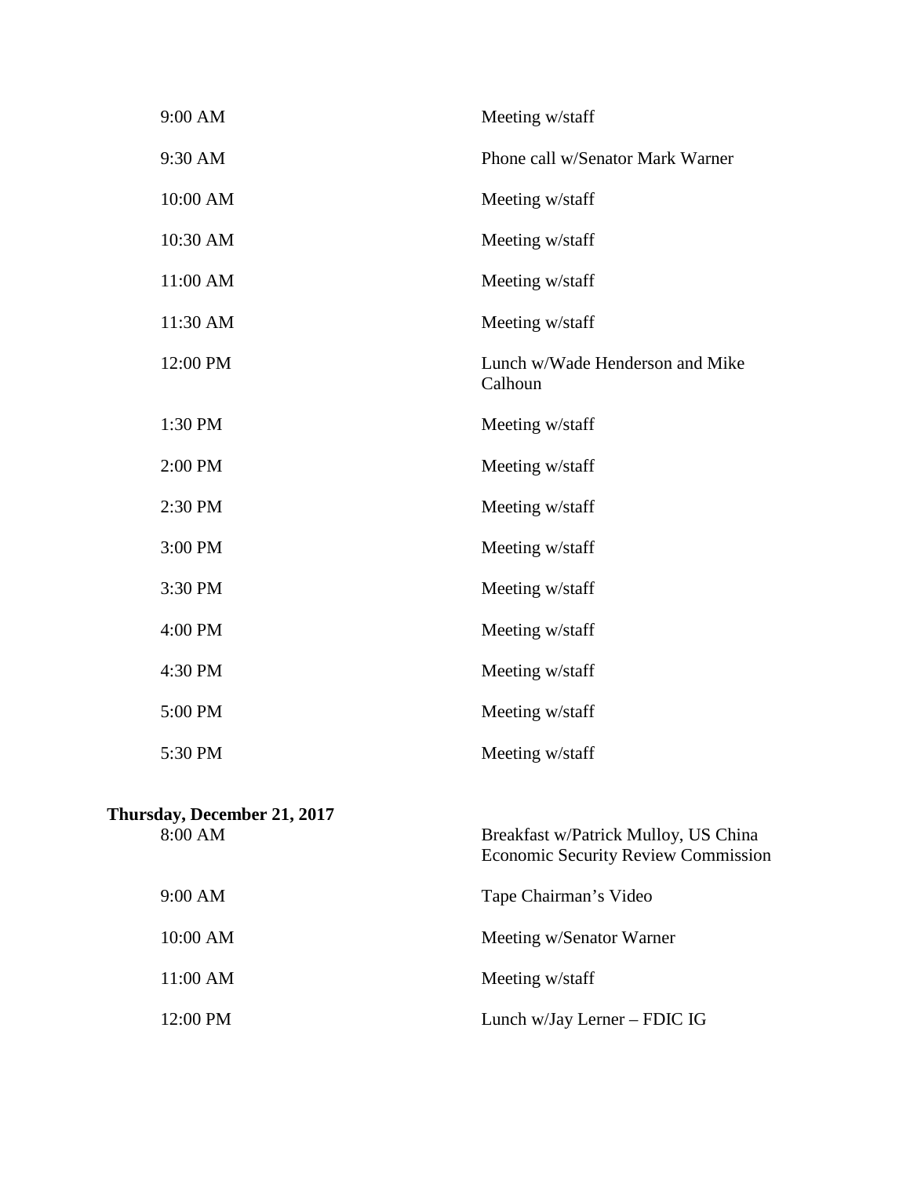| | |
|---|---|
| 9:00 AM | Meeting w/staff |
| 9:30 AM | Phone call w/Senator Mark Warner |
| 10:00 AM | Meeting w/staff |
| 10:30 AM | Meeting w/staff |
| 11:00 AM | Meeting w/staff |
| 11:30 AM | Meeting w/staff |
| 12:00 PM | Lunch w/Wade Henderson and Mike Calhoun |
| 1:30 PM | Meeting w/staff |
| 2:00 PM | Meeting w/staff |
| 2:30 PM | Meeting w/staff |
| 3:00 PM | Meeting w/staff |
| 3:30 PM | Meeting w/staff |
| 4:00 PM | Meeting w/staff |
| 4:30 PM | Meeting w/staff |
| 5:00 PM | Meeting w/staff |
| 5:30 PM | Meeting w/staff |

**Thursday, December 21, 2017**

| | |
|---|---|
| 8:00 AM | Breakfast w/Patrick Mulloy, US China Economic Security Review Commission |
| 9:00 AM | Tape Chairman's Video |
| 10:00 AM | Meeting w/Senator Warner |
| 11:00 AM | Meeting w/staff |
| 12:00 PM | Lunch w/Jay Lerner – FDIC IG |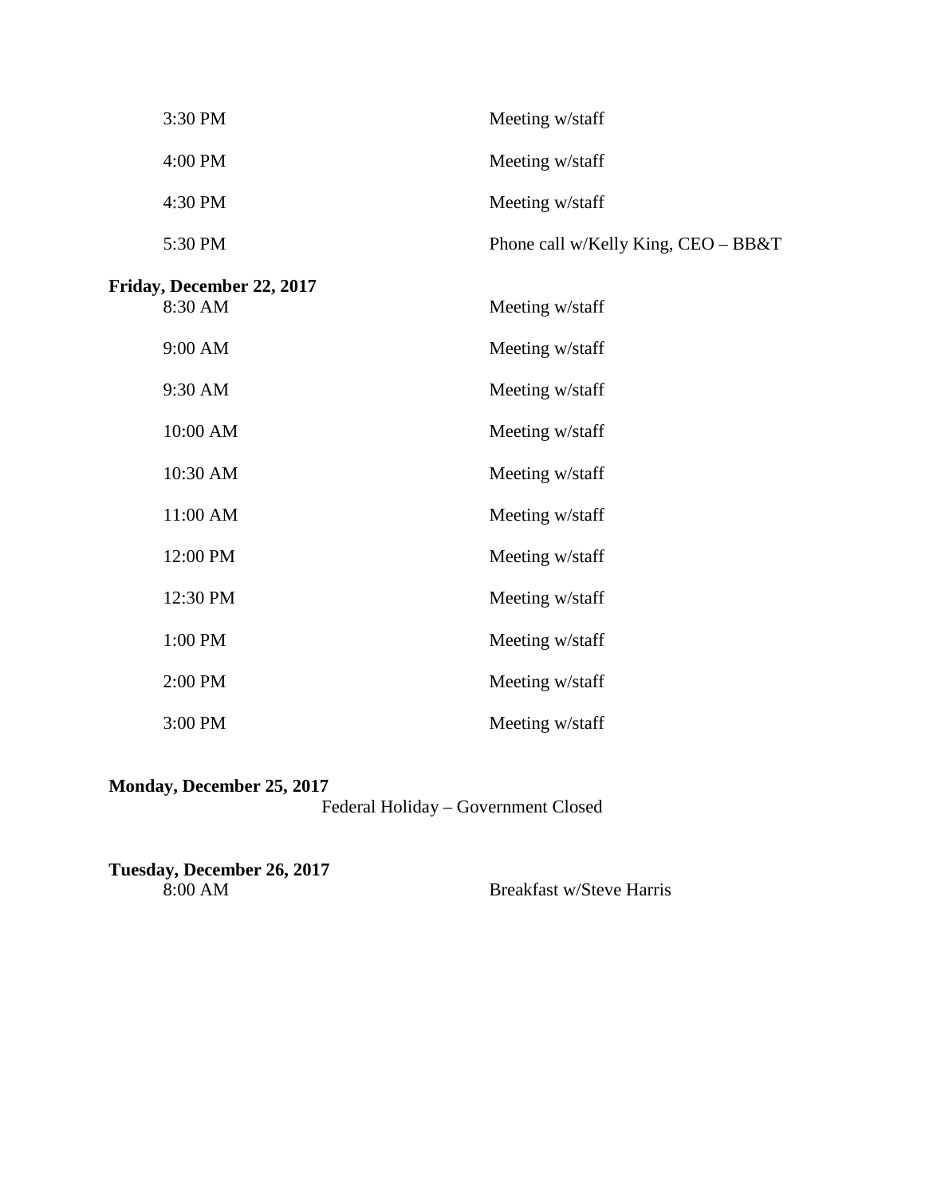| | |
|---|---|
| 3:30 PM | Meeting w/staff |
| 4:00 PM | Meeting w/staff |
| 4:30 PM | Meeting w/staff |
| 5:30 PM | Phone call w/Kelly King, CEO – BB&T |

**Friday, December 22, 2017**

| | |
|---|---|
| 8:30 AM | Meeting w/staff |
| 9:00 AM | Meeting w/staff |
| 9:30 AM | Meeting w/staff |
| 10:00 AM | Meeting w/staff |
| 10:30 AM | Meeting w/staff |
| 11:00 AM | Meeting w/staff |
| 12:00 PM | Meeting w/staff |
| 12:30 PM | Meeting w/staff |
| 1:00 PM | Meeting w/staff |
| 2:00 PM | Meeting w/staff |
| 3:00 PM | Meeting w/staff |

**Monday, December 25, 2017**

Federal Holiday – Government Closed

**Tuesday, December 26, 2017**

| | |
|---|---|
| 8:00 AM | Breakfast w/Steve Harris |